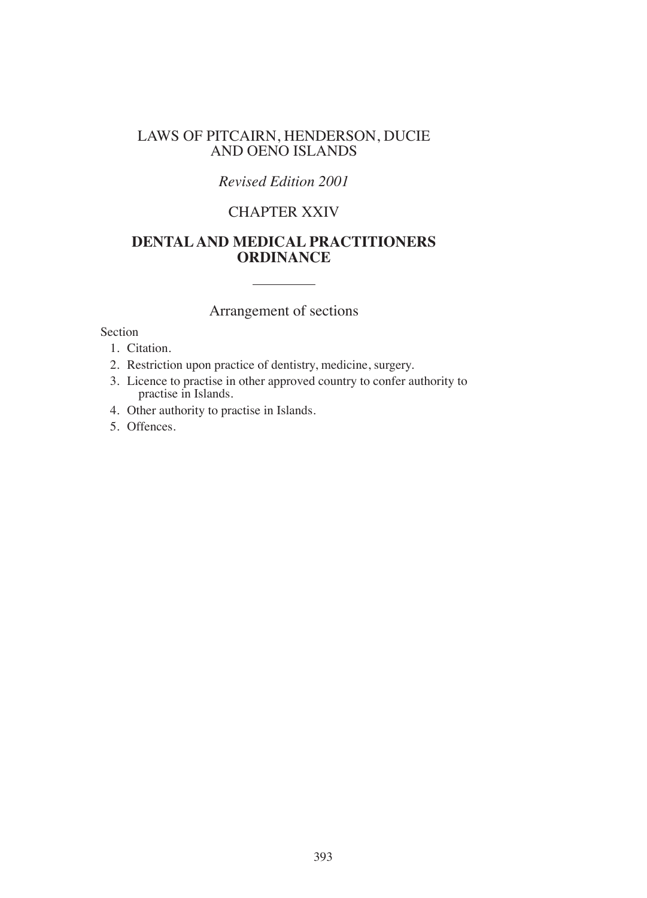# LAWS OF PITCAIRN, HENDERSON, DUCIE AND OENO ISLANDS

*Revised Edition 2001*

## CHAPTER XXIV

## DENTAL AND MEDICAL PRACTITIONERS ORDINANCE

---

### Arrangement of sections

Section

1. Citation.
2. Restriction upon practice of dentistry, medicine, surgery.
3. Licence to practise in other approved country to confer authority to practise in Islands.
4. Other authority to practise in Islands.
5. Offences.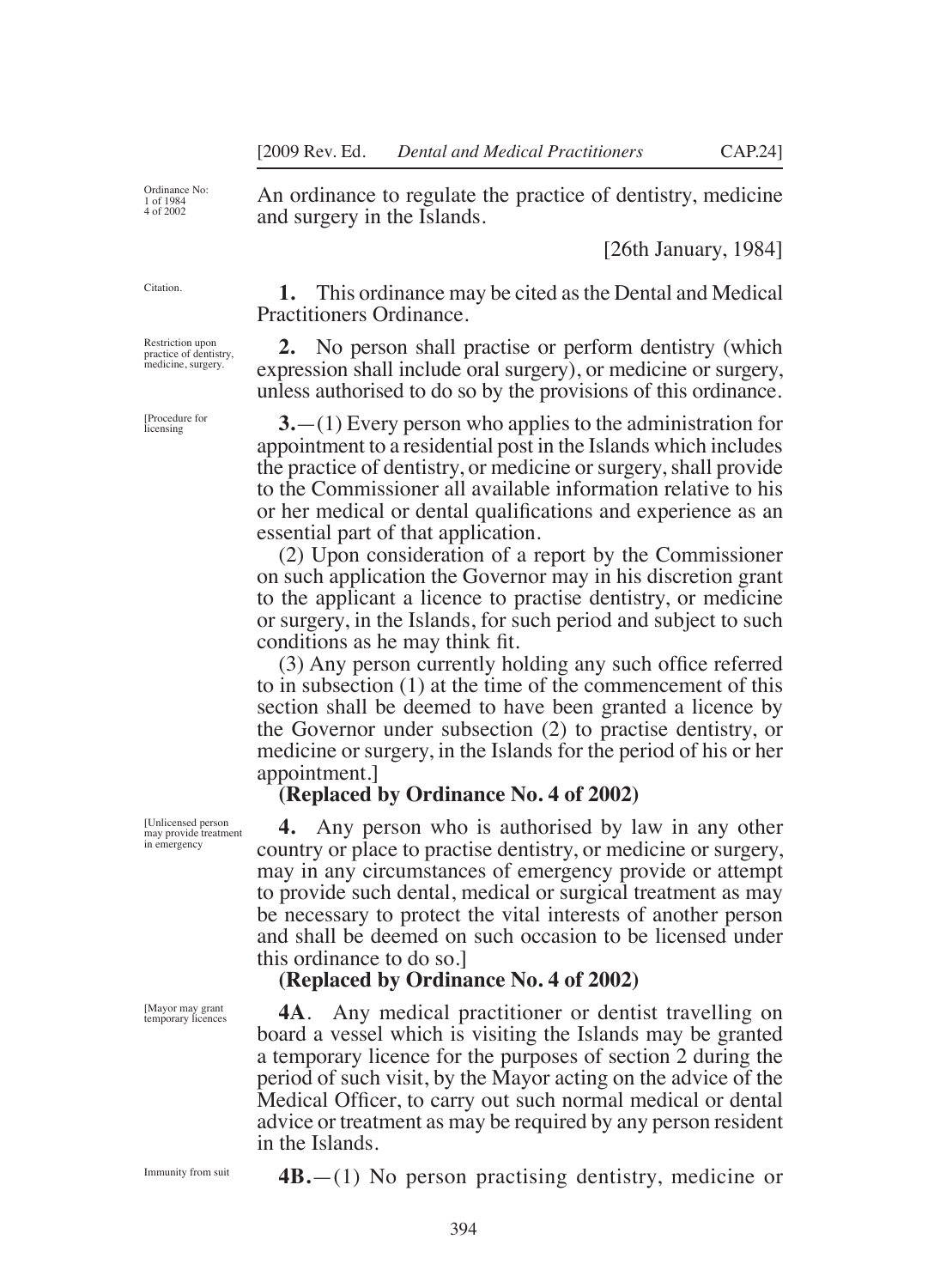Ordinance No: 1 of 1984 4 of 2002

An ordinance to regulate the practice of dentistry, medicine and surgery in the Islands.

[26th January, 1984]

Citation.

**1.** This ordinance may be cited as the Dental and Medical Practitioners Ordinance.

Restriction upon practice of dentistry, medicine, surgery.

**2.** No person shall practise or perform dentistry (which expression shall include oral surgery), or medicine or surgery, unless authorised to do so by the provisions of this ordinance.

[Procedure for licensing

**3.**—(1) Every person who applies to the administration for appointment to a residential post in the Islands which includes the practice of dentistry, or medicine or surgery, shall provide to the Commissioner all available information relative to his or her medical or dental qualifications and experience as an essential part of that application.

(2) Upon consideration of a report by the Commissioner on such application the Governor may in his discretion grant to the applicant a licence to practise dentistry, or medicine or surgery, in the Islands, for such period and subject to such conditions as he may think fit.

(3) Any person currently holding any such office referred to in subsection (1) at the time of the commencement of this section shall be deemed to have been granted a licence by the Governor under subsection (2) to practise dentistry, or medicine or surgery, in the Islands for the period of his or her appointment.]

**(Replaced by Ordinance No. 4 of 2002)**

[Unlicensed person may provide treatment in emergency

**4.** Any person who is authorised by law in any other country or place to practise dentistry, or medicine or surgery, may in any circumstances of emergency provide or attempt to provide such dental, medical or surgical treatment as may be necessary to protect the vital interests of another person and shall be deemed on such occasion to be licensed under this ordinance to do so.]

**(Replaced by Ordinance No. 4 of 2002)**

[Mayor may grant temporary licences

**4A**. Any medical practitioner or dentist travelling on board a vessel which is visiting the Islands may be granted a temporary licence for the purposes of section 2 during the period of such visit, by the Mayor acting on the advice of the Medical Officer, to carry out such normal medical or dental advice or treatment as may be required by any person resident in the Islands.

Immunity from suit

**4B.**—(1) No person practising dentistry, medicine or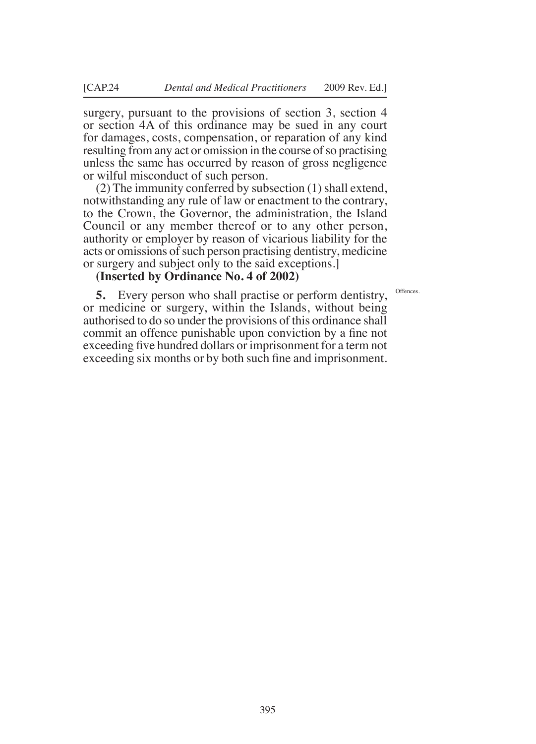surgery, pursuant to the provisions of section 3, section 4 or section 4A of this ordinance may be sued in any court for damages, costs, compensation, or reparation of any kind resulting from any act or omission in the course of so practising unless the same has occurred by reason of gross negligence or wilful misconduct of such person.

(2) The immunity conferred by subsection (1) shall extend, notwithstanding any rule of law or enactment to the contrary, to the Crown, the Governor, the administration, the Island Council or any member thereof or to any other person, authority or employer by reason of vicarious liability for the acts or omissions of such person practising dentistry, medicine or surgery and subject only to the said exceptions.]

**(Inserted by Ordinance No. 4 of 2002)**

Offences.

**5.** Every person who shall practise or perform dentistry, or medicine or surgery, within the Islands, without being authorised to do so under the provisions of this ordinance shall commit an offence punishable upon conviction by a fine not exceeding five hundred dollars or imprisonment for a term not exceeding six months or by both such fine and imprisonment.